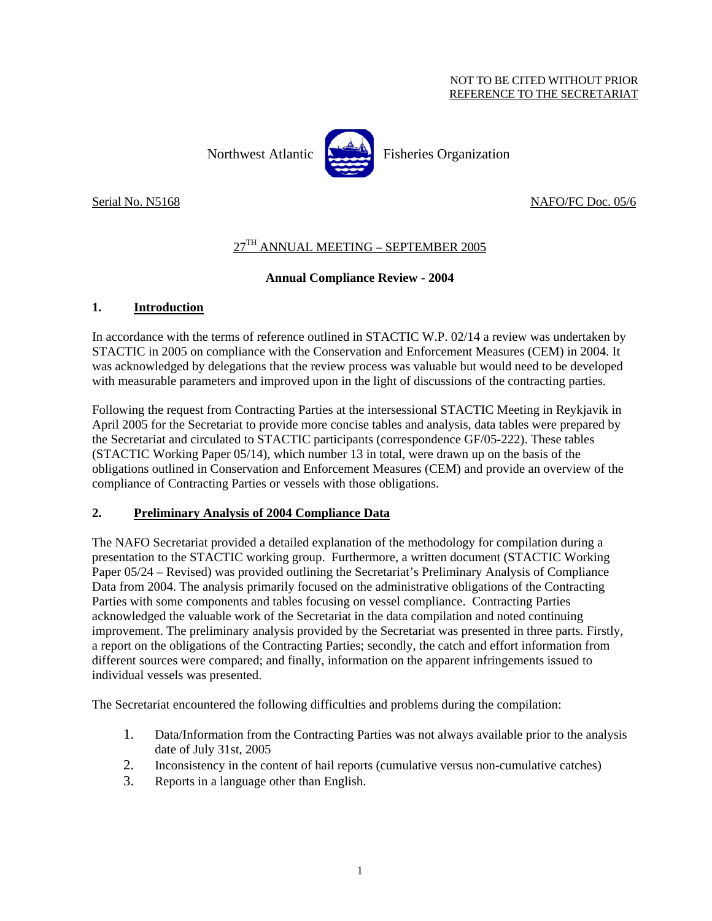NOT TO BE CITED WITHOUT PRIOR
REFERENCE TO THE SECRETARIAT

Northwest Atlantic Fisheries Organization

Serial No. N5168 NAFO/FC Doc. 05/6

## 27TH ANNUAL MEETING – SEPTEMBER 2005

### Annual Compliance Review - 2004

## 1. Introduction

In accordance with the terms of reference outlined in STACTIC W.P. 02/14 a review was undertaken by STACTIC in 2005 on compliance with the Conservation and Enforcement Measures (CEM) in 2004. It was acknowledged by delegations that the review process was valuable but would need to be developed with measurable parameters and improved upon in the light of discussions of the contracting parties.

Following the request from Contracting Parties at the intersessional STACTIC Meeting in Reykjavik in April 2005 for the Secretariat to provide more concise tables and analysis, data tables were prepared by the Secretariat and circulated to STACTIC participants (correspondence GF/05-222). These tables (STACTIC Working Paper 05/14), which number 13 in total, were drawn up on the basis of the obligations outlined in Conservation and Enforcement Measures (CEM) and provide an overview of the compliance of Contracting Parties or vessels with those obligations.

## 2. Preliminary Analysis of 2004 Compliance Data

The NAFO Secretariat provided a detailed explanation of the methodology for compilation during a presentation to the STACTIC working group. Furthermore, a written document (STACTIC Working Paper 05/24 – Revised) was provided outlining the Secretariat's Preliminary Analysis of Compliance Data from 2004. The analysis primarily focused on the administrative obligations of the Contracting Parties with some components and tables focusing on vessel compliance. Contracting Parties acknowledged the valuable work of the Secretariat in the data compilation and noted continuing improvement. The preliminary analysis provided by the Secretariat was presented in three parts. Firstly, a report on the obligations of the Contracting Parties; secondly, the catch and effort information from different sources were compared; and finally, information on the apparent infringements issued to individual vessels was presented.

The Secretariat encountered the following difficulties and problems during the compilation:

1. Data/Information from the Contracting Parties was not always available prior to the analysis date of July 31st, 2005
2. Inconsistency in the content of hail reports (cumulative versus non-cumulative catches)
3. Reports in a language other than English.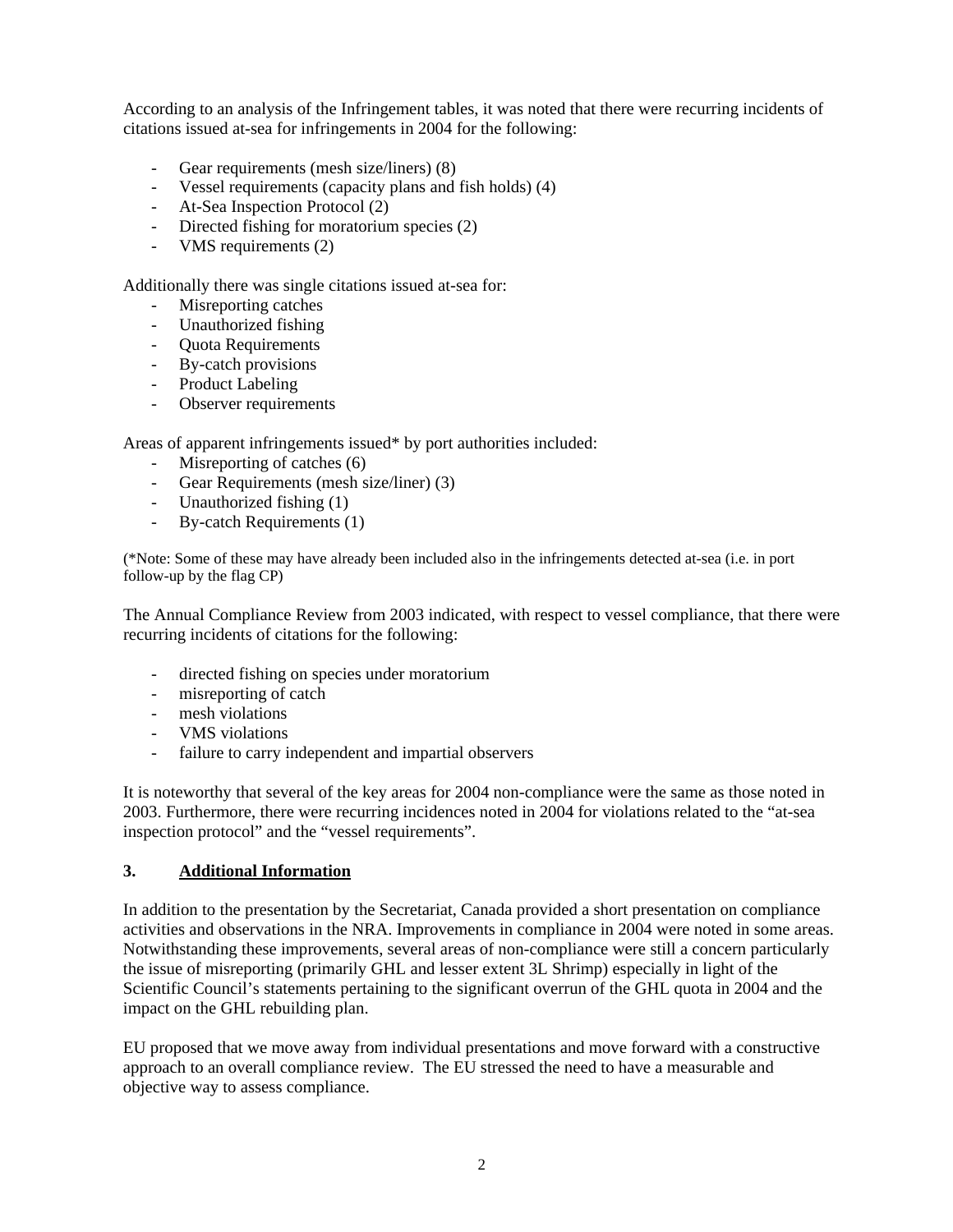According to an analysis of the Infringement tables, it was noted that there were recurring incidents of citations issued at-sea for infringements in 2004 for the following:

- Gear requirements (mesh size/liners) (8)
- Vessel requirements (capacity plans and fish holds) (4)
- At-Sea Inspection Protocol (2)
- Directed fishing for moratorium species (2)
- VMS requirements (2)

Additionally there was single citations issued at-sea for:

- Misreporting catches
- Unauthorized fishing
- Quota Requirements
- By-catch provisions
- Product Labeling
- Observer requirements

Areas of apparent infringements issued* by port authorities included:

- Misreporting of catches (6)
- Gear Requirements (mesh size/liner) (3)
- Unauthorized fishing (1)
- By-catch Requirements (1)

(*Note: Some of these may have already been included also in the infringements detected at-sea (i.e. in port follow-up by the flag CP)

The Annual Compliance Review from 2003 indicated, with respect to vessel compliance, that there were recurring incidents of citations for the following:

- directed fishing on species under moratorium
- misreporting of catch
- mesh violations
- VMS violations
- failure to carry independent and impartial observers

It is noteworthy that several of the key areas for 2004 non-compliance were the same as those noted in 2003. Furthermore, there were recurring incidences noted in 2004 for violations related to the "at-sea inspection protocol" and the "vessel requirements".

## 3. Additional Information

In addition to the presentation by the Secretariat, Canada provided a short presentation on compliance activities and observations in the NRA. Improvements in compliance in 2004 were noted in some areas. Notwithstanding these improvements, several areas of non-compliance were still a concern particularly the issue of misreporting (primarily GHL and lesser extent 3L Shrimp) especially in light of the Scientific Council's statements pertaining to the significant overrun of the GHL quota in 2004 and the impact on the GHL rebuilding plan.

EU proposed that we move away from individual presentations and move forward with a constructive approach to an overall compliance review. The EU stressed the need to have a measurable and objective way to assess compliance.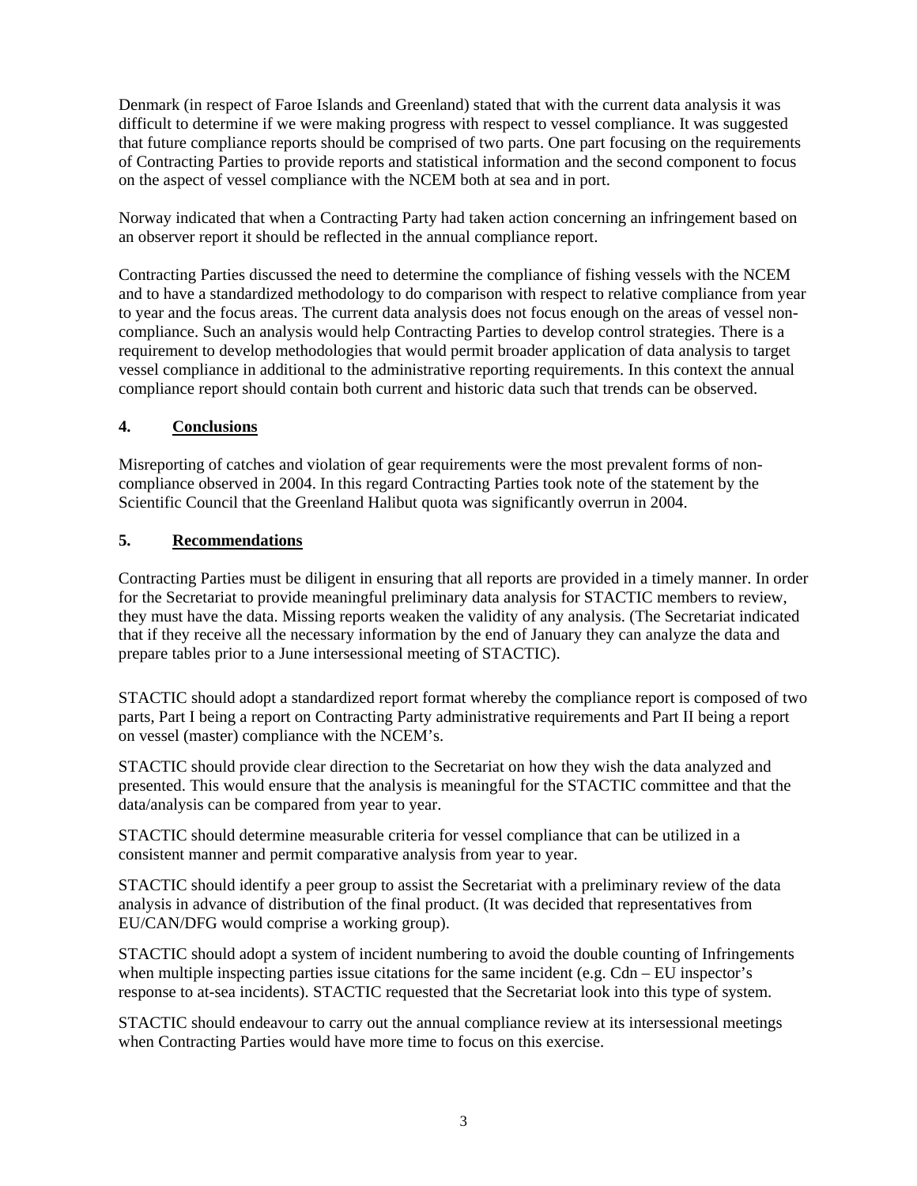Denmark (in respect of Faroe Islands and Greenland) stated that with the current data analysis it was difficult to determine if we were making progress with respect to vessel compliance. It was suggested that future compliance reports should be comprised of two parts. One part focusing on the requirements of Contracting Parties to provide reports and statistical information and the second component to focus on the aspect of vessel compliance with the NCEM both at sea and in port.

Norway indicated that when a Contracting Party had taken action concerning an infringement based on an observer report it should be reflected in the annual compliance report.

Contracting Parties discussed the need to determine the compliance of fishing vessels with the NCEM and to have a standardized methodology to do comparison with respect to relative compliance from year to year and the focus areas. The current data analysis does not focus enough on the areas of vessel non-compliance. Such an analysis would help Contracting Parties to develop control strategies. There is a requirement to develop methodologies that would permit broader application of data analysis to target vessel compliance in additional to the administrative reporting requirements. In this context the annual compliance report should contain both current and historic data such that trends can be observed.

## 4. Conclusions

Misreporting of catches and violation of gear requirements were the most prevalent forms of non-compliance observed in 2004. In this regard Contracting Parties took note of the statement by the Scientific Council that the Greenland Halibut quota was significantly overrun in 2004.

## 5. Recommendations

Contracting Parties must be diligent in ensuring that all reports are provided in a timely manner. In order for the Secretariat to provide meaningful preliminary data analysis for STACTIC members to review, they must have the data. Missing reports weaken the validity of any analysis. (The Secretariat indicated that if they receive all the necessary information by the end of January they can analyze the data and prepare tables prior to a June intersessional meeting of STACTIC).

STACTIC should adopt a standardized report format whereby the compliance report is composed of two parts, Part I being a report on Contracting Party administrative requirements and Part II being a report on vessel (master) compliance with the NCEM's.

STACTIC should provide clear direction to the Secretariat on how they wish the data analyzed and presented. This would ensure that the analysis is meaningful for the STACTIC committee and that the data/analysis can be compared from year to year.

STACTIC should determine measurable criteria for vessel compliance that can be utilized in a consistent manner and permit comparative analysis from year to year.

STACTIC should identify a peer group to assist the Secretariat with a preliminary review of the data analysis in advance of distribution of the final product. (It was decided that representatives from EU/CAN/DFG would comprise a working group).

STACTIC should adopt a system of incident numbering to avoid the double counting of Infringements when multiple inspecting parties issue citations for the same incident (e.g. Cdn – EU inspector's response to at-sea incidents). STACTIC requested that the Secretariat look into this type of system.

STACTIC should endeavour to carry out the annual compliance review at its intersessional meetings when Contracting Parties would have more time to focus on this exercise.